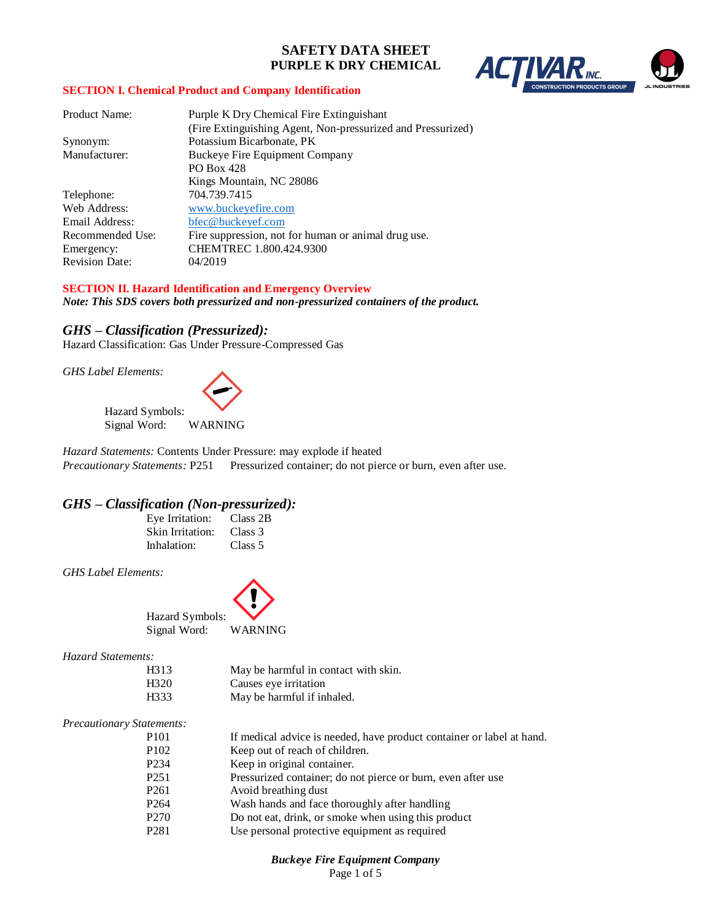# SAFETY DATA SHEET
# PURPLE K DRY CHEMICAL

## SECTION I. Chemical Product and Company Identification

| | |
|---|---|
| Product Name: | Purple K Dry Chemical Fire Extinguishant (Fire Extinguishing Agent, Non-pressurized and Pressurized) |
| Synonym: | Potassium Bicarbonate, PK |
| Manufacturer: | Buckeye Fire Equipment Company<br>PO Box 428<br>Kings Mountain, NC 28086 |
| Telephone: | 704.739.7415 |
| Web Address: | www.buckeyefire.com |
| Email Address: | bfec@buckeyef.com |
| Recommended Use: | Fire suppression, not for human or animal drug use. |
| Emergency: | CHEMTREC 1.800.424.9300 |
| Revision Date: | 04/2019 |

## SECTION II. Hazard Identification and Emergency Overview

***Note: This SDS covers both pressurized and non-pressurized containers of the product.***

### *GHS – Classification (Pressurized):*

Hazard Classification: Gas Under Pressure-Compressed Gas

*GHS Label Elements:*

Hazard Symbols:

Signal Word: WARNING

*Hazard Statements:* Contents Under Pressure: may explode if heated

*Precautionary Statements:* P251 Pressurized container; do not pierce or burn, even after use.

### *GHS – Classification (Non-pressurized):*

| | |
|---|---|
| Eye Irritation: | Class 2B |
| Skin Irritation: | Class 3 |
| Inhalation: | Class 5 |

*GHS Label Elements:*

Hazard Symbols:

Signal Word: WARNING

*Hazard Statements:*

| | |
|---|---|
| H313 | May be harmful in contact with skin. |
| H320 | Causes eye irritation |
| H333 | May be harmful if inhaled. |

*Precautionary Statements:*

| | |
|---|---|
| P101 | If medical advice is needed, have product container or label at hand. |
| P102 | Keep out of reach of children. |
| P234 | Keep in original container. |
| P251 | Pressurized container; do not pierce or burn, even after use |
| P261 | Avoid breathing dust |
| P264 | Wash hands and face thoroughly after handling |
| P270 | Do not eat, drink, or smoke when using this product |
| P281 | Use personal protective equipment as required |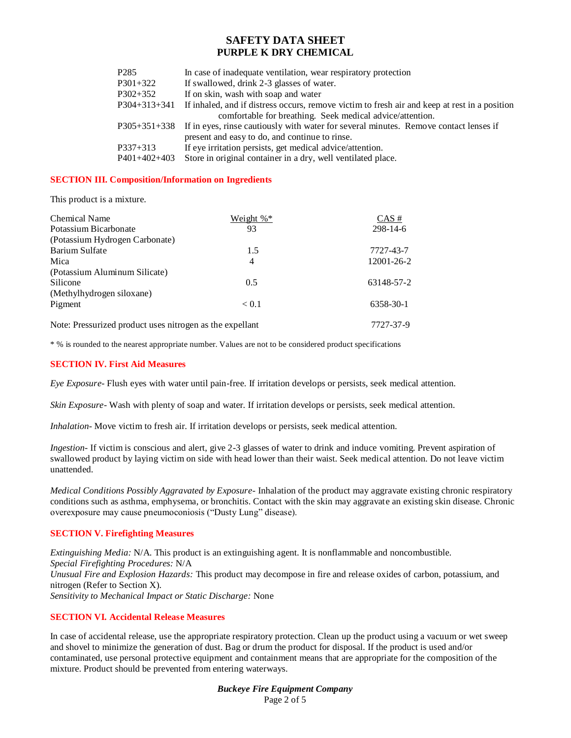# SAFETY DATA SHEET
# PURPLE K DRY CHEMICAL

| | |
|---|---|
| P285 | In case of inadequate ventilation, wear respiratory protection |
| P301+322 | If swallowed, drink 2-3 glasses of water. |
| P302+352 | If on skin, wash with soap and water |
| P304+313+341 | If inhaled, and if distress occurs, remove victim to fresh air and keep at rest in a position comfortable for breathing. Seek medical advice/attention. |
| P305+351+338 | If in eyes, rinse cautiously with water for several minutes. Remove contact lenses if present and easy to do, and continue to rinse. |
| P337+313 | If eye irritation persists, get medical advice/attention. |
| P401+402+403 | Store in original container in a dry, well ventilated place. |

## SECTION III. Composition/Information on Ingredients

This product is a mixture.

| Chemical Name | Weight %* | CAS # |
|---|---|---|
| Potassium Bicarbonate (Potassium Hydrogen Carbonate) | 93 | 298-14-6 |
| Barium Sulfate | 1.5 | 7727-43-7 |
| Mica (Potassium Aluminum Silicate) | 4 | 12001-26-2 |
| Silicone (Methylhydrogen siloxane) | 0.5 | 63148-57-2 |
| Pigment | < 0.1 | 6358-30-1 |
| Note: Pressurized product uses nitrogen as the expellant | | 7727-37-9 |

* % is rounded to the nearest appropriate number. Values are not to be considered product specifications

## SECTION IV. First Aid Measures

*Eye Exposure*- Flush eyes with water until pain-free. If irritation develops or persists, seek medical attention.

*Skin Exposure*- Wash with plenty of soap and water. If irritation develops or persists, seek medical attention.

*Inhalation*- Move victim to fresh air. If irritation develops or persists, seek medical attention.

*Ingestion*- If victim is conscious and alert, give 2-3 glasses of water to drink and induce vomiting. Prevent aspiration of swallowed product by laying victim on side with head lower than their waist. Seek medical attention. Do not leave victim unattended.

*Medical Conditions Possibly Aggravated by Exposure*- Inhalation of the product may aggravate existing chronic respiratory conditions such as asthma, emphysema, or bronchitis. Contact with the skin may aggravate an existing skin disease. Chronic overexposure may cause pneumoconiosis ("Dusty Lung" disease).

## SECTION V. Firefighting Measures

*Extinguishing Media:* N/A. This product is an extinguishing agent. It is nonflammable and noncombustible.
*Special Firefighting Procedures:* N/A
*Unusual Fire and Explosion Hazards:* This product may decompose in fire and release oxides of carbon, potassium, and nitrogen (Refer to Section X).
*Sensitivity to Mechanical Impact or Static Discharge:* None

## SECTION VI. Accidental Release Measures

In case of accidental release, use the appropriate respiratory protection. Clean up the product using a vacuum or wet sweep and shovel to minimize the generation of dust. Bag or drum the product for disposal. If the product is used and/or contaminated, use personal protective equipment and containment means that are appropriate for the composition of the mixture. Product should be prevented from entering waterways.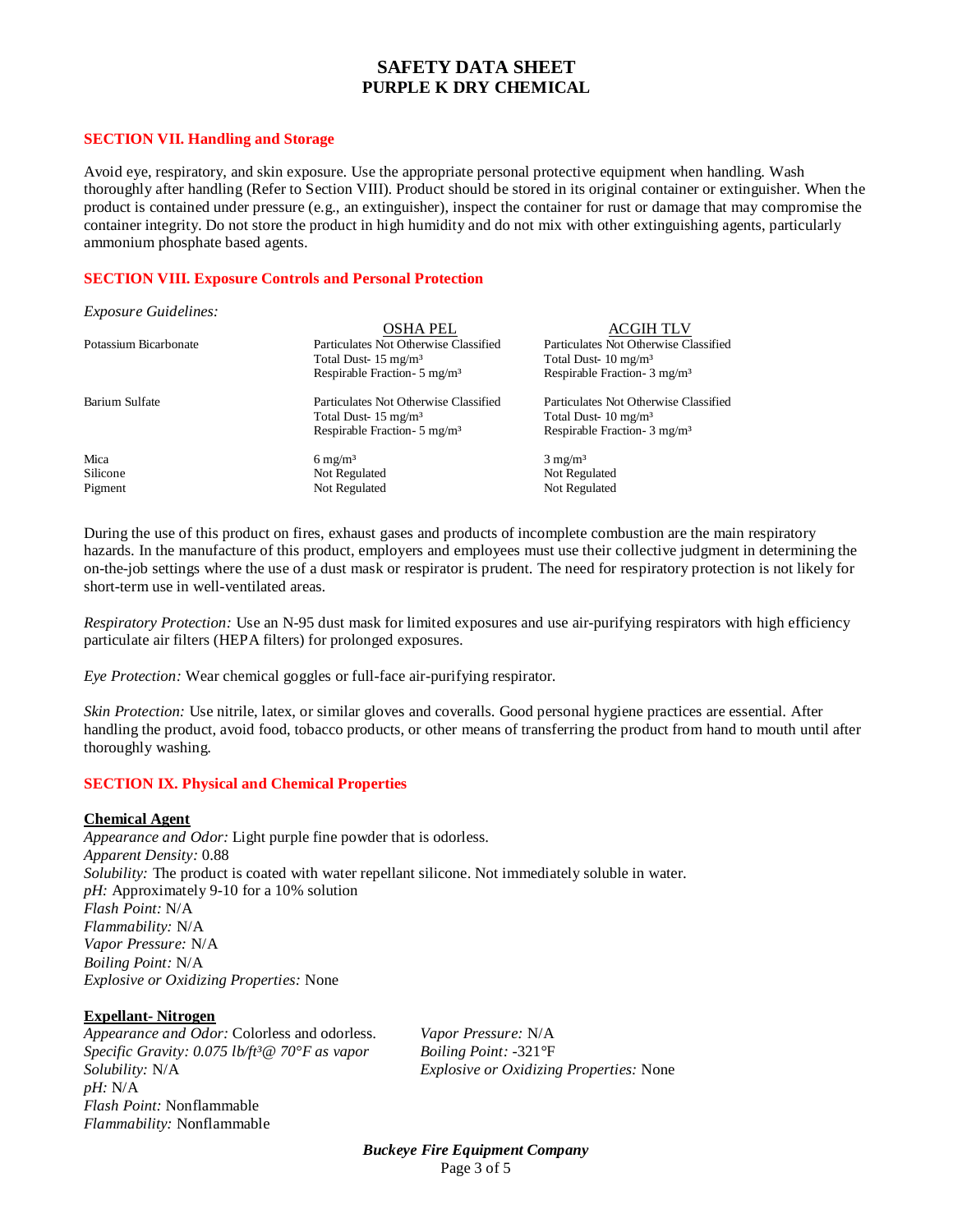# SAFETY DATA SHEET
## PURPLE K DRY CHEMICAL

### SECTION VII. Handling and Storage

Avoid eye, respiratory, and skin exposure. Use the appropriate personal protective equipment when handling. Wash thoroughly after handling (Refer to Section VIII). Product should be stored in its original container or extinguisher. When the product is contained under pressure (e.g., an extinguisher), inspect the container for rust or damage that may compromise the container integrity. Do not store the product in high humidity and do not mix with other extinguishing agents, particularly ammonium phosphate based agents.

### SECTION VIII. Exposure Controls and Personal Protection

*Exposure Guidelines:*

| | OSHA PEL | ACGIH TLV |
|---|---|---|
| Potassium Bicarbonate | Particulates Not Otherwise Classified<br>Total Dust- 15 mg/m³<br>Respirable Fraction- 5 mg/m³ | Particulates Not Otherwise Classified<br>Total Dust- 10 mg/m³<br>Respirable Fraction- 3 mg/m³ |
| Barium Sulfate | Particulates Not Otherwise Classified<br>Total Dust- 15 mg/m³<br>Respirable Fraction- 5 mg/m³ | Particulates Not Otherwise Classified<br>Total Dust- 10 mg/m³<br>Respirable Fraction- 3 mg/m³ |
| Mica | 6 mg/m³ | 3 mg/m³ |
| Silicone | Not Regulated | Not Regulated |
| Pigment | Not Regulated | Not Regulated |

During the use of this product on fires, exhaust gases and products of incomplete combustion are the main respiratory hazards. In the manufacture of this product, employers and employees must use their collective judgment in determining the on-the-job settings where the use of a dust mask or respirator is prudent. The need for respiratory protection is not likely for short-term use in well-ventilated areas.

*Respiratory Protection:* Use an N-95 dust mask for limited exposures and use air-purifying respirators with high efficiency particulate air filters (HEPA filters) for prolonged exposures.

*Eye Protection:* Wear chemical goggles or full-face air-purifying respirator.

*Skin Protection:* Use nitrile, latex, or similar gloves and coveralls. Good personal hygiene practices are essential. After handling the product, avoid food, tobacco products, or other means of transferring the product from hand to mouth until after thoroughly washing.

### SECTION IX. Physical and Chemical Properties

**Chemical Agent**

*Appearance and Odor:* Light purple fine powder that is odorless.
*Apparent Density:* 0.88
*Solubility:* The product is coated with water repellant silicone. Not immediately soluble in water.
*pH:* Approximately 9-10 for a 10% solution
*Flash Point:* N/A
*Flammability:* N/A
*Vapor Pressure:* N/A
*Boiling Point:* N/A
*Explosive or Oxidizing Properties:* None

**Expellant- Nitrogen**

*Appearance and Odor:* Colorless and odorless.
*Specific Gravity: 0.075 lb/ft³@ 70°F as vapor*
*Solubility:* N/A
*pH:* N/A
*Flash Point:* Nonflammable
*Flammability:* Nonflammable
*Vapor Pressure:* N/A
*Boiling Point:* -321°F
*Explosive or Oxidizing Properties:* None

*Buckeye Fire Equipment Company*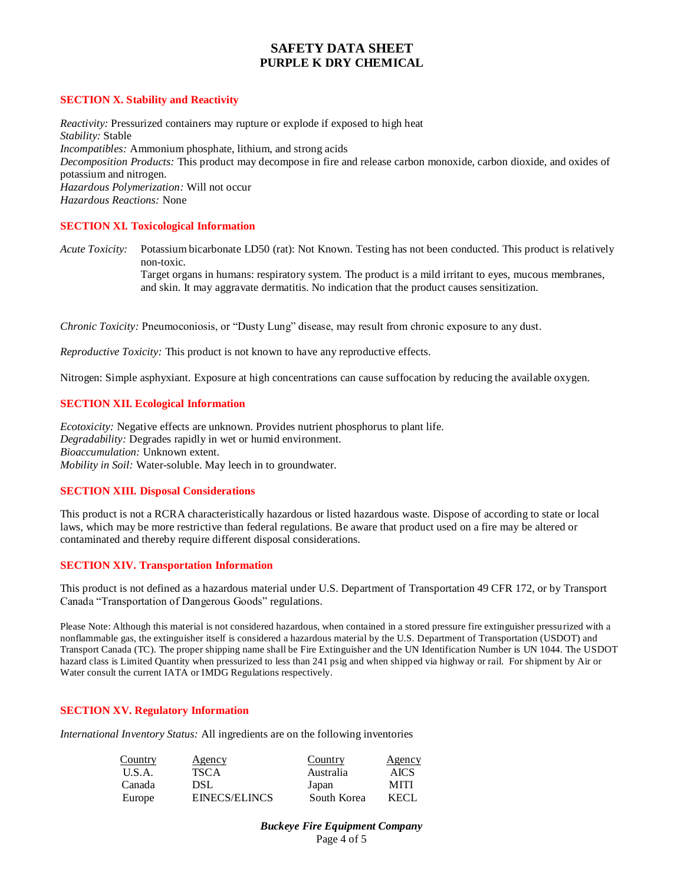# SAFETY DATA SHEET
## PURPLE K DRY CHEMICAL

### SECTION X. Stability and Reactivity

*Reactivity:* Pressurized containers may rupture or explode if exposed to high heat
*Stability:* Stable
*Incompatibles:* Ammonium phosphate, lithium, and strong acids
*Decomposition Products:* This product may decompose in fire and release carbon monoxide, carbon dioxide, and oxides of potassium and nitrogen.
*Hazardous Polymerization:* Will not occur
*Hazardous Reactions:* None

### SECTION XI. Toxicological Information

*Acute Toxicity:* Potassium bicarbonate LD50 (rat): Not Known. Testing has not been conducted. This product is relatively non-toxic.
Target organs in humans: respiratory system. The product is a mild irritant to eyes, mucous membranes, and skin. It may aggravate dermatitis. No indication that the product causes sensitization.

*Chronic Toxicity:* Pneumoconiosis, or "Dusty Lung" disease, may result from chronic exposure to any dust.

*Reproductive Toxicity:* This product is not known to have any reproductive effects.

Nitrogen: Simple asphyxiant. Exposure at high concentrations can cause suffocation by reducing the available oxygen.

### SECTION XII. Ecological Information

*Ecotoxicity:* Negative effects are unknown. Provides nutrient phosphorus to plant life.
*Degradability:* Degrades rapidly in wet or humid environment.
*Bioaccumulation:* Unknown extent.
*Mobility in Soil:* Water-soluble. May leech in to groundwater.

### SECTION XIII. Disposal Considerations

This product is not a RCRA characteristically hazardous or listed hazardous waste. Dispose of according to state or local laws, which may be more restrictive than federal regulations. Be aware that product used on a fire may be altered or contaminated and thereby require different disposal considerations.

### SECTION XIV. Transportation Information

This product is not defined as a hazardous material under U.S. Department of Transportation 49 CFR 172, or by Transport Canada "Transportation of Dangerous Goods" regulations.

Please Note: Although this material is not considered hazardous, when contained in a stored pressure fire extinguisher pressurized with a nonflammable gas, the extinguisher itself is considered a hazardous material by the U.S. Department of Transportation (USDOT) and Transport Canada (TC). The proper shipping name shall be Fire Extinguisher and the UN Identification Number is UN 1044. The USDOT hazard class is Limited Quantity when pressurized to less than 241 psig and when shipped via highway or rail. For shipment by Air or Water consult the current IATA or IMDG Regulations respectively.

### SECTION XV. Regulatory Information

*International Inventory Status:* All ingredients are on the following inventories

| Country | Agency | Country | Agency |
|---|---|---|---|
| U.S.A. | TSCA | Australia | AICS |
| Canada | DSL | Japan | MITI |
| Europe | EINECS/ELINCS | South Korea | KECL |

***Buckeye Fire Equipment Company***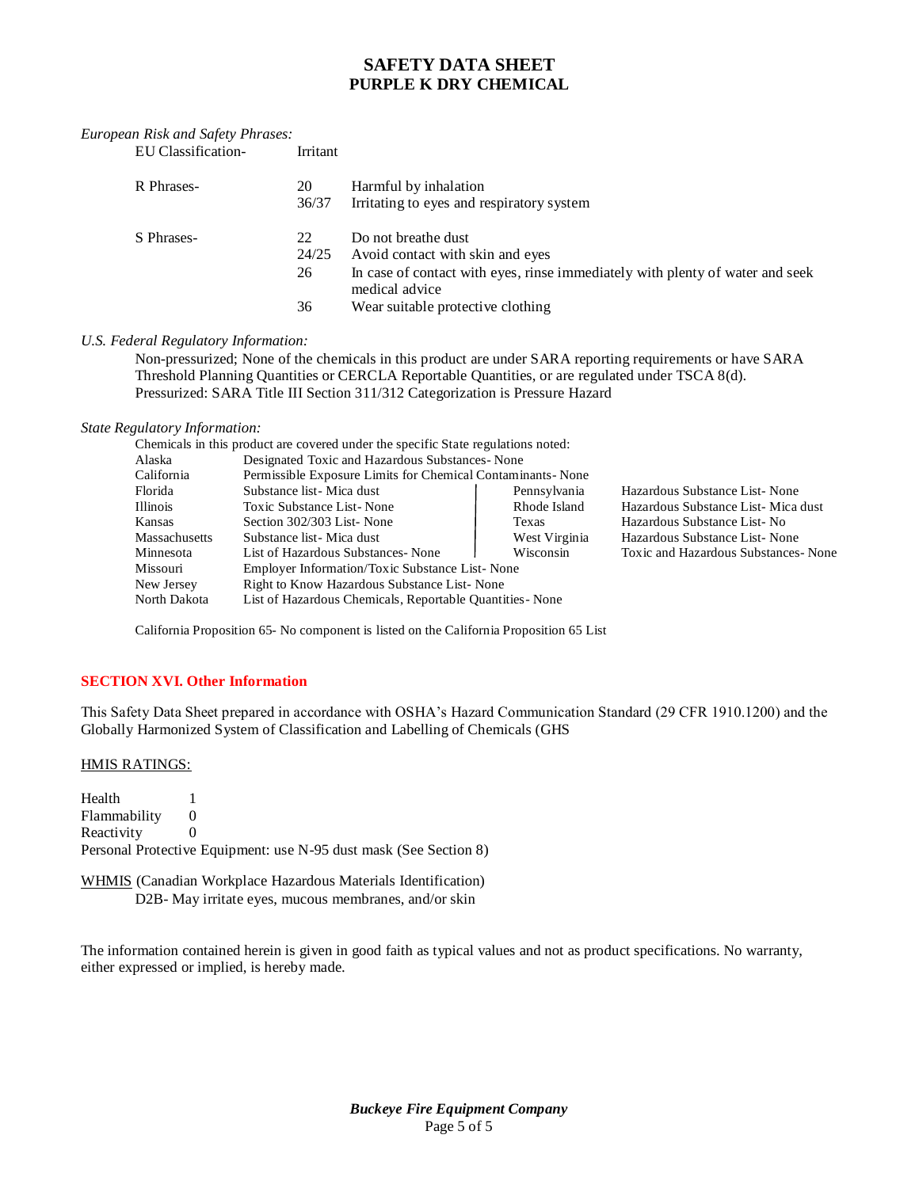# SAFETY DATA SHEET
## PURPLE K DRY CHEMICAL

*European Risk and Safety Phrases:*

| | | |
|---|---|---|
| EU Classification- | Irritant | |
| R Phrases- | 20 | Harmful by inhalation |
| | 36/37 | Irritating to eyes and respiratory system |
| S Phrases- | 22 | Do not breathe dust |
| | 24/25 | Avoid contact with skin and eyes |
| | 26 | In case of contact with eyes, rinse immediately with plenty of water and seek medical advice |
| | 36 | Wear suitable protective clothing |

*U.S. Federal Regulatory Information:*

Non-pressurized; None of the chemicals in this product are under SARA reporting requirements or have SARA Threshold Planning Quantities or CERCLA Reportable Quantities, or are regulated under TSCA 8(d).
Pressurized: SARA Title III Section 311/312 Categorization is Pressure Hazard

*State Regulatory Information:*

Chemicals in this product are covered under the specific State regulations noted:

| | | | |
|---|---|---|---|
| Alaska | Designated Toxic and Hazardous Substances- None | | |
| California | Permissible Exposure Limits for Chemical Contaminants- None | | |
| Florida | Substance list- Mica dust | Pennsylvania | Hazardous Substance List- None |
| Illinois | Toxic Substance List- None | Rhode Island | Hazardous Substance List- Mica dust |
| Kansas | Section 302/303 List- None | Texas | Hazardous Substance List- No |
| Massachusetts | Substance list- Mica dust | West Virginia | Hazardous Substance List- None |
| Minnesota | List of Hazardous Substances- None | Wisconsin | Toxic and Hazardous Substances- None |
| Missouri | Employer Information/Toxic Substance List- None | | |
| New Jersey | Right to Know Hazardous Substance List- None | | |
| North Dakota | List of Hazardous Chemicals, Reportable Quantities- None | | |

California Proposition 65- No component is listed on the California Proposition 65 List

## SECTION XVI. Other Information

This Safety Data Sheet prepared in accordance with OSHA's Hazard Communication Standard (29 CFR 1910.1200) and the Globally Harmonized System of Classification and Labelling of Chemicals (GHS

HMIS RATINGS:

Health 1
Flammability 0
Reactivity 0
Personal Protective Equipment: use N-95 dust mask (See Section 8)

WHMIS (Canadian Workplace Hazardous Materials Identification)
D2B- May irritate eyes, mucous membranes, and/or skin

The information contained herein is given in good faith as typical values and not as product specifications. No warranty, either expressed or implied, is hereby made.

***Buckeye Fire Equipment Company***